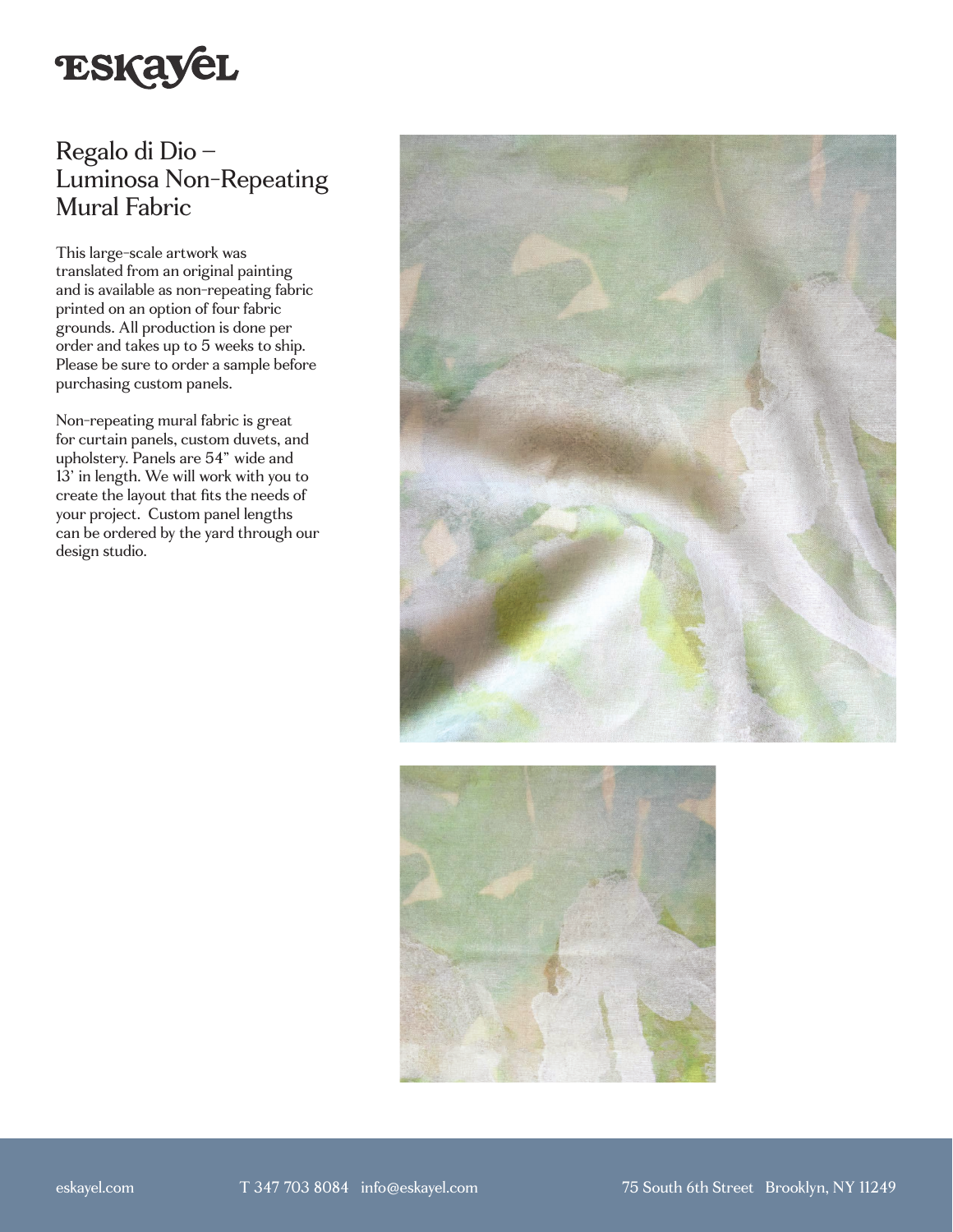# ESKAYEL

## Regalo di Dio – Luminosa Non-Repeating Mural Fabric

This large-scale artwork was translated from an original painting and is available as non-repeating fabric printed on an option of four fabric grounds. All production is done per order and takes up to 5 weeks to ship. Please be sure to order a sample before purchasing custom panels.

Non-repeating mural fabric is great for curtain panels, custom duvets, and upholstery. Panels are 54" wide and 13' in length. We will work with you to create the layout that fits the needs of your project. Custom panel lengths can be ordered by the yard through our design studio.

eskayel.com T 347 703 8084 info@eskayel.com 75 South 6th Street Brooklyn, NY 11249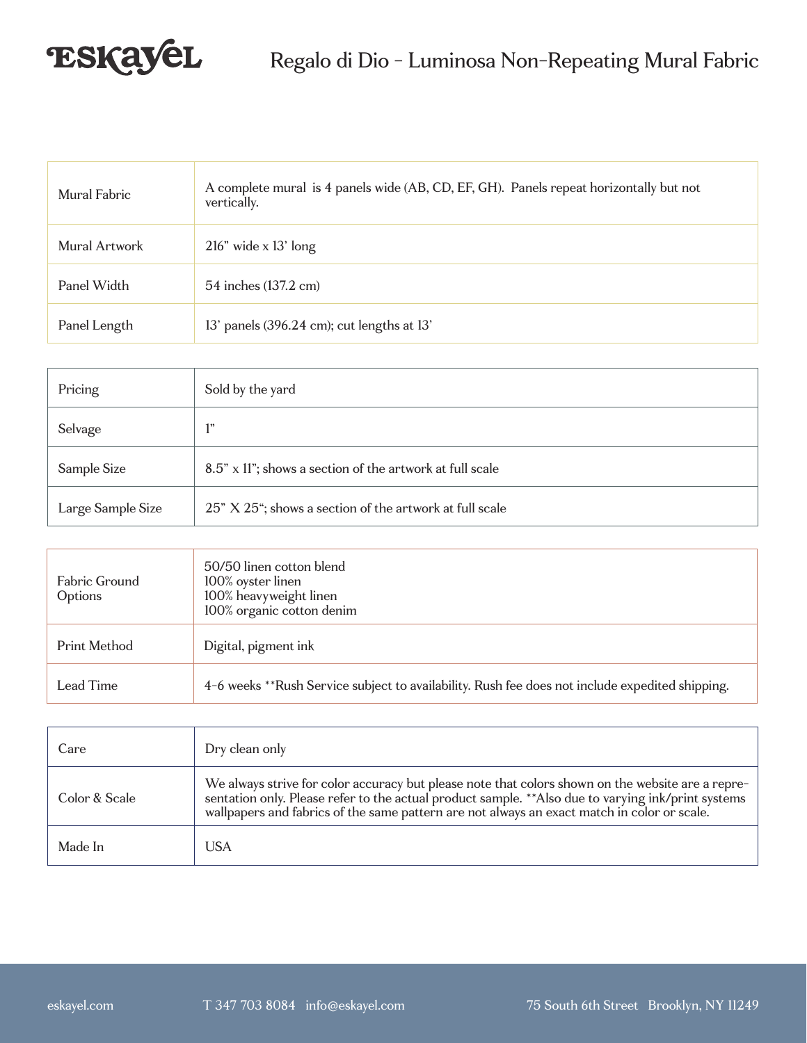# Regalo di Dio - Luminosa Non-Repeating Mural Fabric

| | |
|---|---|
| Mural Fabric | A complete mural is 4 panels wide (AB, CD, EF, GH). Panels repeat horizontally but not vertically. |
| Mural Artwork | 216" wide x 13' long |
| Panel Width | 54 inches (137.2 cm) |
| Panel Length | 13' panels (396.24 cm); cut lengths at 13' |

| | |
|---|---|
| Pricing | Sold by the yard |
| Selvage | 1" |
| Sample Size | 8.5" x 11"; shows a section of the artwork at full scale |
| Large Sample Size | 25" X 25"; shows a section of the artwork at full scale |

| | |
|---|---|
| Fabric Ground Options | 50/50 linen cotton blend<br>100% oyster linen<br>100% heavyweight linen<br>100% organic cotton denim |
| Print Method | Digital, pigment ink |
| Lead Time | 4-6 weeks **Rush Service subject to availability. Rush fee does not include expedited shipping. |

| | |
|---|---|
| Care | Dry clean only |
| Color & Scale | We always strive for color accuracy but please note that colors shown on the website are a representation only. Please refer to the actual product sample. **Also due to varying ink/print systems wallpapers and fabrics of the same pattern are not always an exact match in color or scale. |
| Made In | USA |

eskayel.com T 347 703 8084 info@eskayel.com 75 South 6th Street Brooklyn, NY 11249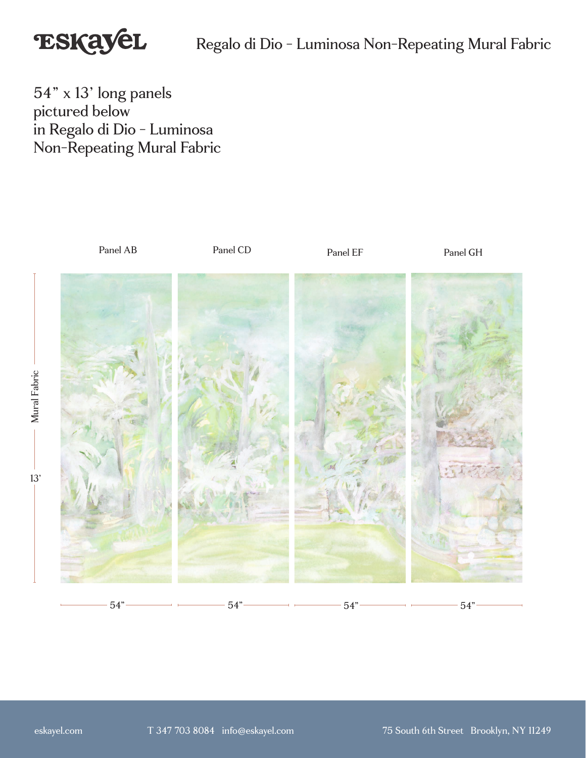Regalo di Dio - Luminosa Non-Repeating Mural Fabric

54" x 13' long panels
pictured below
in Regalo di Dio - Luminosa
Non-Repeating Mural Fabric

Panel AB

Panel CD

Panel EF

Panel GH

Mural Fabric

13'

54"

54"

54"

54"

eskayel.com

T 347 703 8084 info@eskayel.com

75 South 6th Street Brooklyn, NY 11249